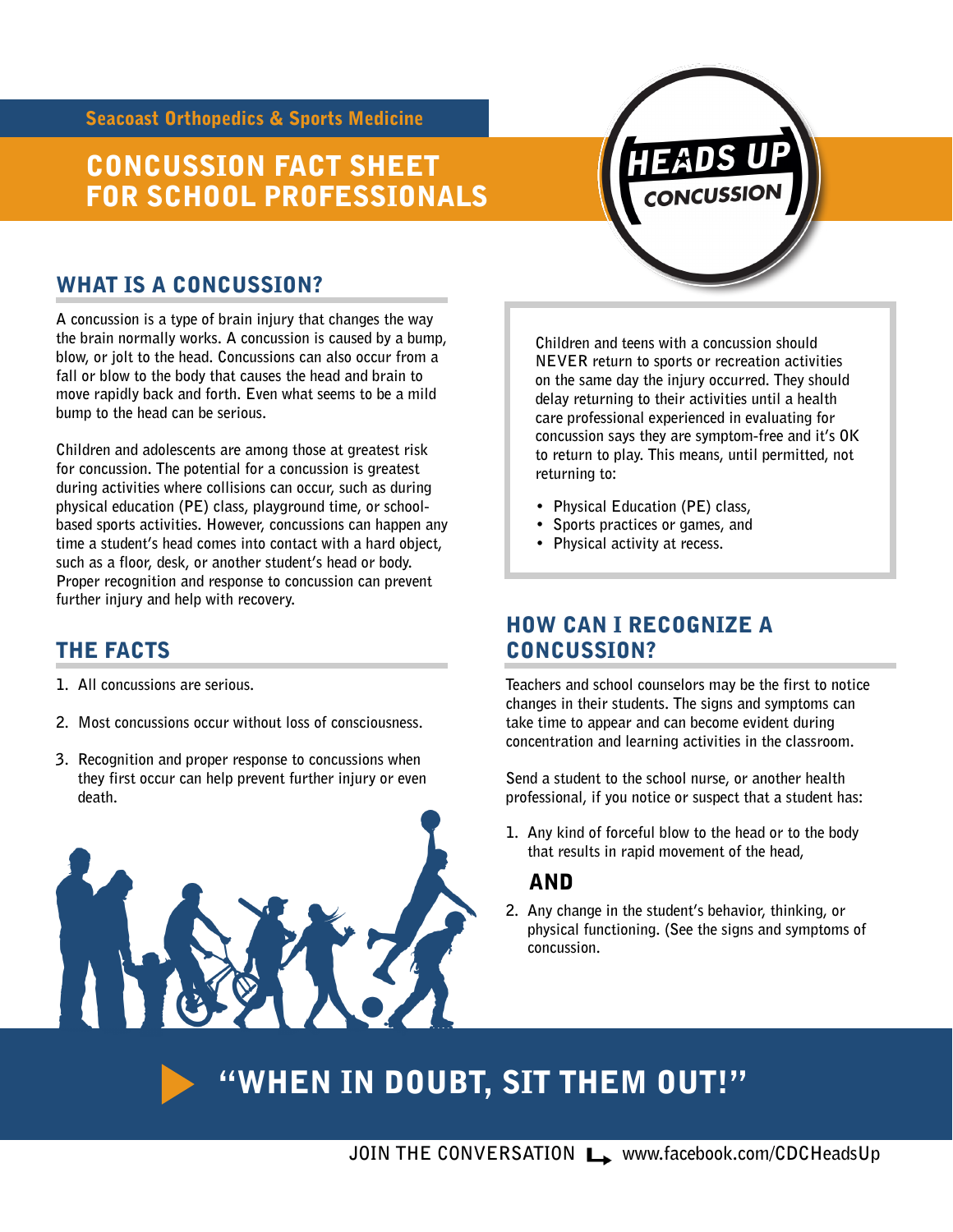Seacoast Orthopedics & Sports Medicine

# CONCUSSION FACT SHEET FOR SCHOOL PROFESSIONALS

HEADS UP CONCUSSION

## WHAT IS A CONCUSSION?

A concussion is a type of brain injury that changes the way the brain normally works. A concussion is caused by a bump, blow, or jolt to the head. Concussions can also occur from a fall or blow to the body that causes the head and brain to move rapidly back and forth. Even what seems to be a mild bump to the head can be serious.

Children and adolescents are among those at greatest risk for concussion. The potential for a concussion is greatest during activities where collisions can occur, such as during physical education (PE) class, playground time, or school-based sports activities. However, concussions can happen any time a student's head comes into contact with a hard object, such as a floor, desk, or another student's head or body. Proper recognition and response to concussion can prevent further injury and help with recovery.

## THE FACTS

1. All concussions are serious.
2. Most concussions occur without loss of consciousness.
3. Recognition and proper response to concussions when they first occur can help prevent further injury or even death.

Children and teens with a concussion should NEVER return to sports or recreation activities on the same day the injury occurred. They should delay returning to their activities until a health care professional experienced in evaluating for concussion says they are symptom-free and it's OK to return to play. This means, until permitted, not returning to:

- Physical Education (PE) class,
- Sports practices or games, and
- Physical activity at recess.

## HOW CAN I RECOGNIZE A CONCUSSION?

Teachers and school counselors may be the first to notice changes in their students. The signs and symptoms can take time to appear and can become evident during concentration and learning activities in the classroom.

Send a student to the school nurse, or another health professional, if you notice or suspect that a student has:

1. Any kind of forceful blow to the head or to the body that results in rapid movement of the head,

**AND**

2. Any change in the student's behavior, thinking, or physical functioning. (See the signs and symptoms of concussion.

**"WHEN IN DOUBT, SIT THEM OUT!"**

JOIN THE CONVERSATION www.facebook.com/CDCHeadsUp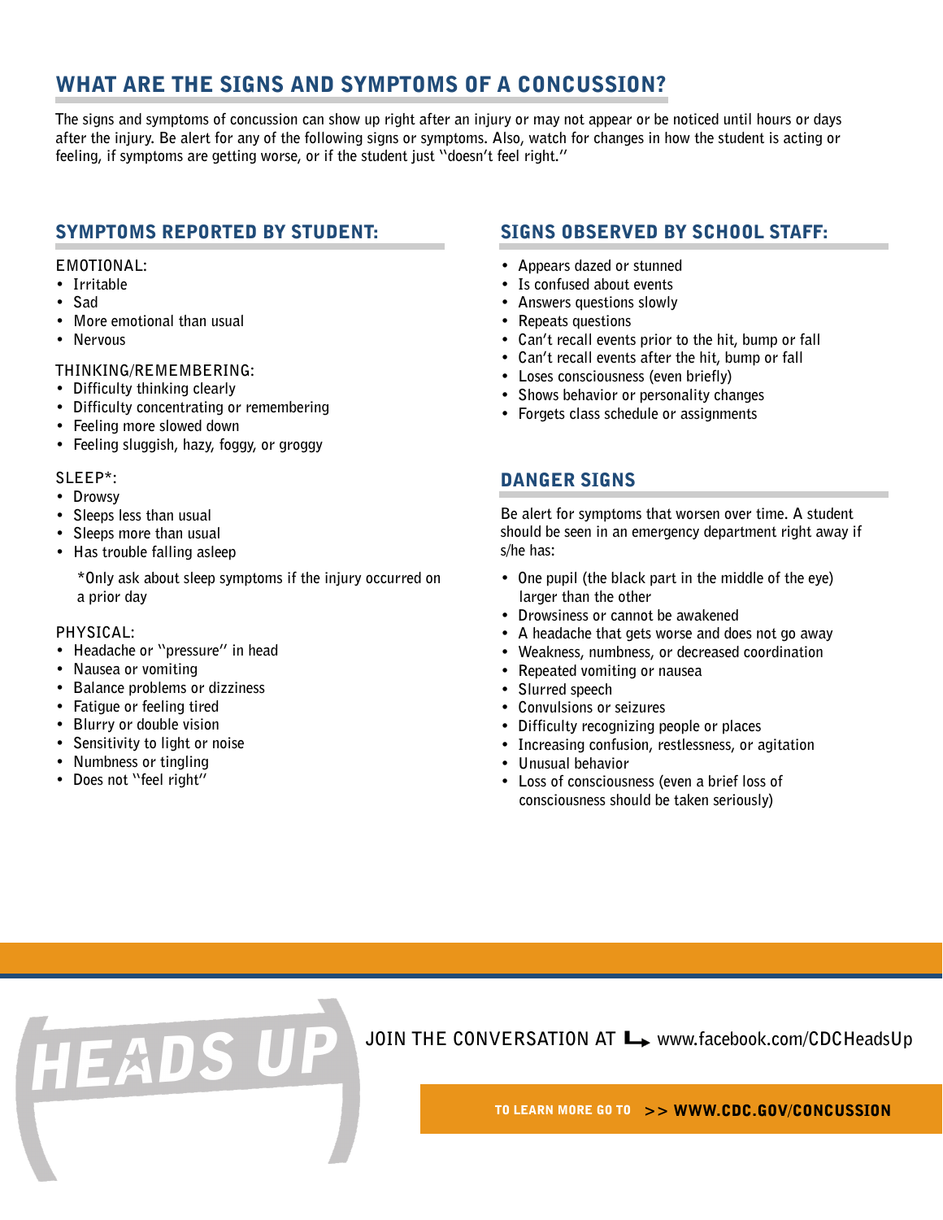## WHAT ARE THE SIGNS AND SYMPTOMS OF A CONCUSSION?

The signs and symptoms of concussion can show up right after an injury or may not appear or be noticed until hours or days after the injury. Be alert for any of the following signs or symptoms. Also, watch for changes in how the student is acting or feeling, if symptoms are getting worse, or if the student just "doesn't feel right."

### SYMPTOMS REPORTED BY STUDENT:

EMOTIONAL:

- Irritable
- Sad
- More emotional than usual
- Nervous

THINKING/REMEMBERING:

- Difficulty thinking clearly
- Difficulty concentrating or remembering
- Feeling more slowed down
- Feeling sluggish, hazy, foggy, or groggy

SLEEP*:

- Drowsy
- Sleeps less than usual
- Sleeps more than usual
- Has trouble falling asleep

*Only ask about sleep symptoms if the injury occurred on a prior day

PHYSICAL:

- Headache or "pressure" in head
- Nausea or vomiting
- Balance problems or dizziness
- Fatigue or feeling tired
- Blurry or double vision
- Sensitivity to light or noise
- Numbness or tingling
- Does not "feel right"

### SIGNS OBSERVED BY SCHOOL STAFF:

- Appears dazed or stunned
- Is confused about events
- Answers questions slowly
- Repeats questions
- Can't recall events prior to the hit, bump or fall
- Can't recall events after the hit, bump or fall
- Loses consciousness (even briefly)
- Shows behavior or personality changes
- Forgets class schedule or assignments

### DANGER SIGNS

Be alert for symptoms that worsen over time. A student should be seen in an emergency department right away if s/he has:

- One pupil (the black part in the middle of the eye) larger than the other
- Drowsiness or cannot be awakened
- A headache that gets worse and does not go away
- Weakness, numbness, or decreased coordination
- Repeated vomiting or nausea
- Slurred speech
- Convulsions or seizures
- Difficulty recognizing people or places
- Increasing confusion, restlessness, or agitation
- Unusual behavior
- Loss of consciousness (even a brief loss of consciousness should be taken seriously)

HEADS UP

JOIN THE CONVERSATION AT www.facebook.com/CDCHeadsUp

TO LEARN MORE GO TO >> WWW.CDC.GOV/CONCUSSION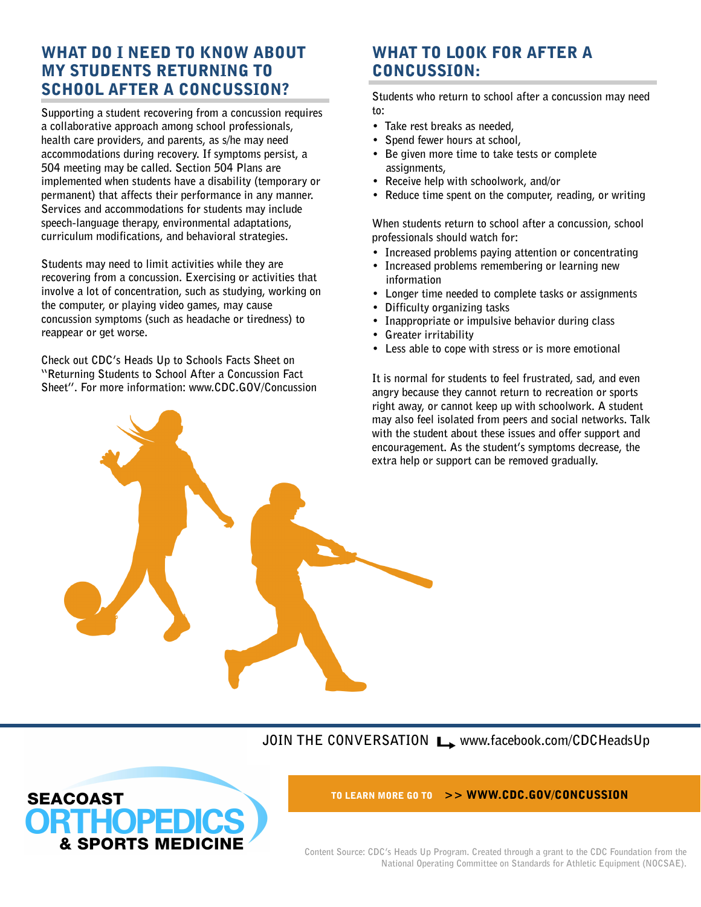## WHAT DO I NEED TO KNOW ABOUT MY STUDENTS RETURNING TO SCHOOL AFTER A CONCUSSION?

Supporting a student recovering from a concussion requires a collaborative approach among school professionals, health care providers, and parents, as s/he may need accommodations during recovery. If symptoms persist, a 504 meeting may be called. Section 504 Plans are implemented when students have a disability (temporary or permanent) that affects their performance in any manner. Services and accommodations for students may include speech-language therapy, environmental adaptations, curriculum modifications, and behavioral strategies.

Students may need to limit activities while they are recovering from a concussion. Exercising or activities that involve a lot of concentration, such as studying, working on the computer, or playing video games, may cause concussion symptoms (such as headache or tiredness) to reappear or get worse.

Check out CDC's Heads Up to Schools Facts Sheet on "Returning Students to School After a Concussion Fact Sheet". For more information: www.CDC.GOV/Concussion

## WHAT TO LOOK FOR AFTER A CONCUSSION:

Students who return to school after a concussion may need to:

- Take rest breaks as needed,
- Spend fewer hours at school,
- Be given more time to take tests or complete assignments,
- Receive help with schoolwork, and/or
- Reduce time spent on the computer, reading, or writing

When students return to school after a concussion, school professionals should watch for:

- Increased problems paying attention or concentrating
- Increased problems remembering or learning new information
- Longer time needed to complete tasks or assignments
- Difficulty organizing tasks
- Inappropriate or impulsive behavior during class
- Greater irritability
- Less able to cope with stress or is more emotional

It is normal for students to feel frustrated, sad, and even angry because they cannot return to recreation or sports right away, or cannot keep up with schoolwork. A student may also feel isolated from peers and social networks. Talk with the student about these issues and offer support and encouragement. As the student's symptoms decrease, the extra help or support can be removed gradually.

JOIN THE CONVERSATION www.facebook.com/CDCHeadsUp

SEACOAST ORTHOPEDICS & SPORTS MEDICINE

TO LEARN MORE GO TO >> WWW.CDC.GOV/CONCUSSION

Content Source: CDC's Heads Up Program. Created through a grant to the CDC Foundation from the National Operating Committee on Standards for Athletic Equipment (NOCSAE).